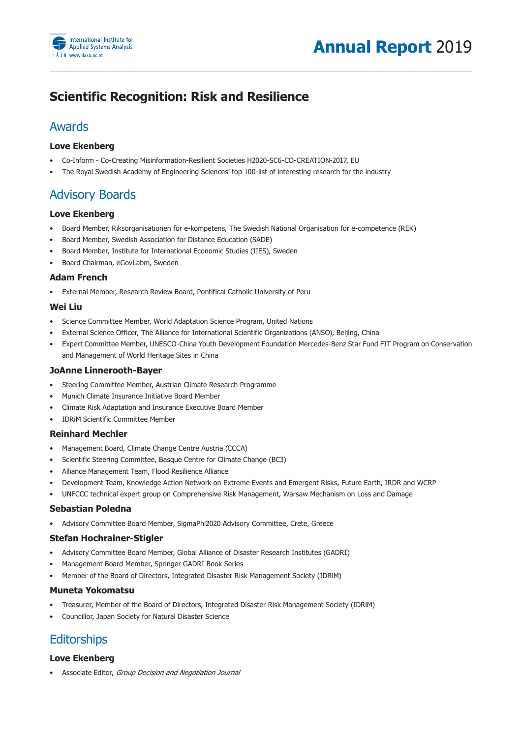# Scientific Recognition: Risk and Resilience

## Awards

### Love Ekenberg

- Co-Inform - Co-Creating Misinformation-Resilient Societies H2020-SC6-CO-CREATION-2017, EU
- The Royal Swedish Academy of Engineering Sciences' top 100-list of interesting research for the industry

## Advisory Boards

### Love Ekenberg

- Board Member, Riksorganisationen för e-kompetens, The Swedish National Organisation for e-competence (REK)
- Board Member, Swedish Association for Distance Education (SADE)
- Board Member, Institute for International Economic Studies (IIES), Sweden
- Board Chairman, eGovLabm, Sweden

### Adam French

- External Member, Research Review Board, Pontifical Catholic University of Peru

### Wei Liu

- Science Committee Member, World Adaptation Science Program, United Nations
- External Science Officer, The Alliance for International Scientific Organizations (ANSO), Beijing, China
- Expert Committee Member, UNESCO-China Youth Development Foundation Mercedes-Benz Star Fund FIT Program on Conservation and Management of World Heritage Sites in China

### JoAnne Linnerooth-Bayer

- Steering Committee Member, Austrian Climate Research Programme
- Munich Climate Insurance Initiative Board Member
- Climate Risk Adaptation and Insurance Executive Board Member
- IDRiM Scientific Committee Member

### Reinhard Mechler

- Management Board, Climate Change Centre Austria (CCCA)
- Scientific Steering Committee, Basque Centre for Climate Change (BC3)
- Alliance Management Team, Flood Resilience Alliance
- Development Team, Knowledge Action Network on Extreme Events and Emergent Risks, Future Earth, IRDR and WCRP
- UNFCCC technical expert group on Comprehensive Risk Management, Warsaw Mechanism on Loss and Damage

### Sebastian Poledna

- Advisory Committee Board Member, SigmaPhi2020 Advisory Committee, Crete, Greece

### Stefan Hochrainer-Stigler

- Advisory Committee Board Member, Global Alliance of Disaster Research Institutes (GADRI)
- Management Board Member, Springer GADRI Book Series
- Member of the Board of Directors, Integrated Disaster Risk Management Society (IDRiM)

### Muneta Yokomatsu

- Treasurer, Member of the Board of Directors, Integrated Disaster Risk Management Society (IDRiM)
- Councillor, Japan Society for Natural Disaster Science

## Editorships

### Love Ekenberg

- Associate Editor, *Group Decision and Negotiation Journal*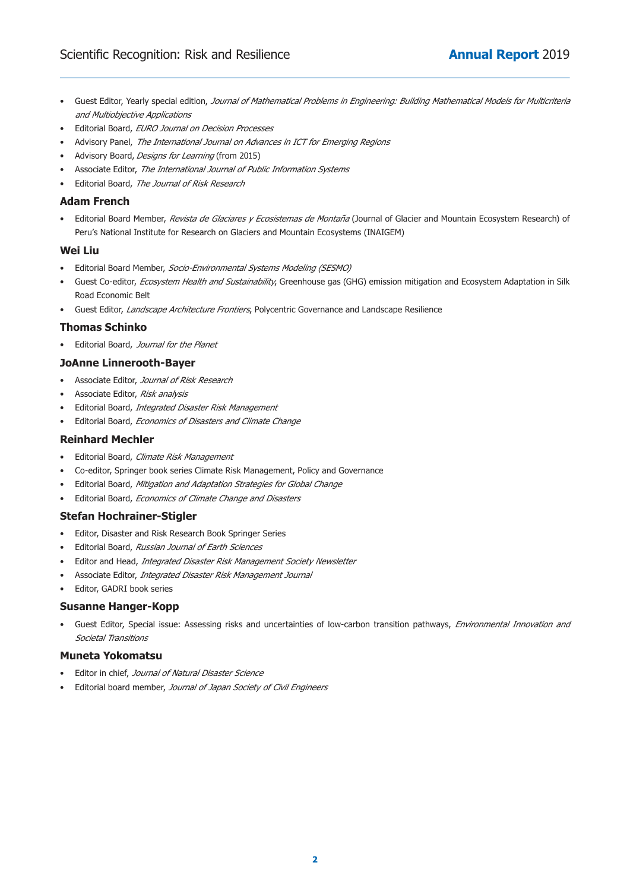- Guest Editor, Yearly special edition, *Journal of Mathematical Problems in Engineering: Building Mathematical Models for Multicriteria and Multiobjective Applications*
- Editorial Board, *EURO Journal on Decision Processes*
- Advisory Panel, *The International Journal on Advances in ICT for Emerging Regions*
- Advisory Board, *Designs for Learning* (from 2015)
- Associate Editor, *The International Journal of Public Information Systems*
- Editorial Board, *The Journal of Risk Research*

### Adam French

- Editorial Board Member, *Revista de Glaciares y Ecosistemas de Montaña* (Journal of Glacier and Mountain Ecosystem Research) of Peru's National Institute for Research on Glaciers and Mountain Ecosystems (INAIGEM)

### Wei Liu

- Editorial Board Member, *Socio-Environmental Systems Modeling (SESMO)*
- Guest Co-editor, *Ecosystem Health and Sustainability*, Greenhouse gas (GHG) emission mitigation and Ecosystem Adaptation in Silk Road Economic Belt
- Guest Editor, *Landscape Architecture Frontiers*, Polycentric Governance and Landscape Resilience

### Thomas Schinko

- Editorial Board, *Journal for the Planet*

### JoAnne Linnerooth-Bayer

- Associate Editor, *Journal of Risk Research*
- Associate Editor, *Risk analysis*
- Editorial Board, *Integrated Disaster Risk Management*
- Editorial Board, *Economics of Disasters and Climate Change*

### Reinhard Mechler

- Editorial Board, *Climate Risk Management*
- Co-editor, Springer book series Climate Risk Management, Policy and Governance
- Editorial Board, *Mitigation and Adaptation Strategies for Global Change*
- Editorial Board, *Economics of Climate Change and Disasters*

### Stefan Hochrainer-Stigler

- Editor, Disaster and Risk Research Book Springer Series
- Editorial Board, *Russian Journal of Earth Sciences*
- Editor and Head, *Integrated Disaster Risk Management Society Newsletter*
- Associate Editor, *Integrated Disaster Risk Management Journal*
- Editor, GADRI book series

### Susanne Hanger-Kopp

- Guest Editor, Special issue: Assessing risks and uncertainties of low-carbon transition pathways, *Environmental Innovation and Societal Transitions*

### Muneta Yokomatsu

- Editor in chief, *Journal of Natural Disaster Science*
- Editorial board member, *Journal of Japan Society of Civil Engineers*